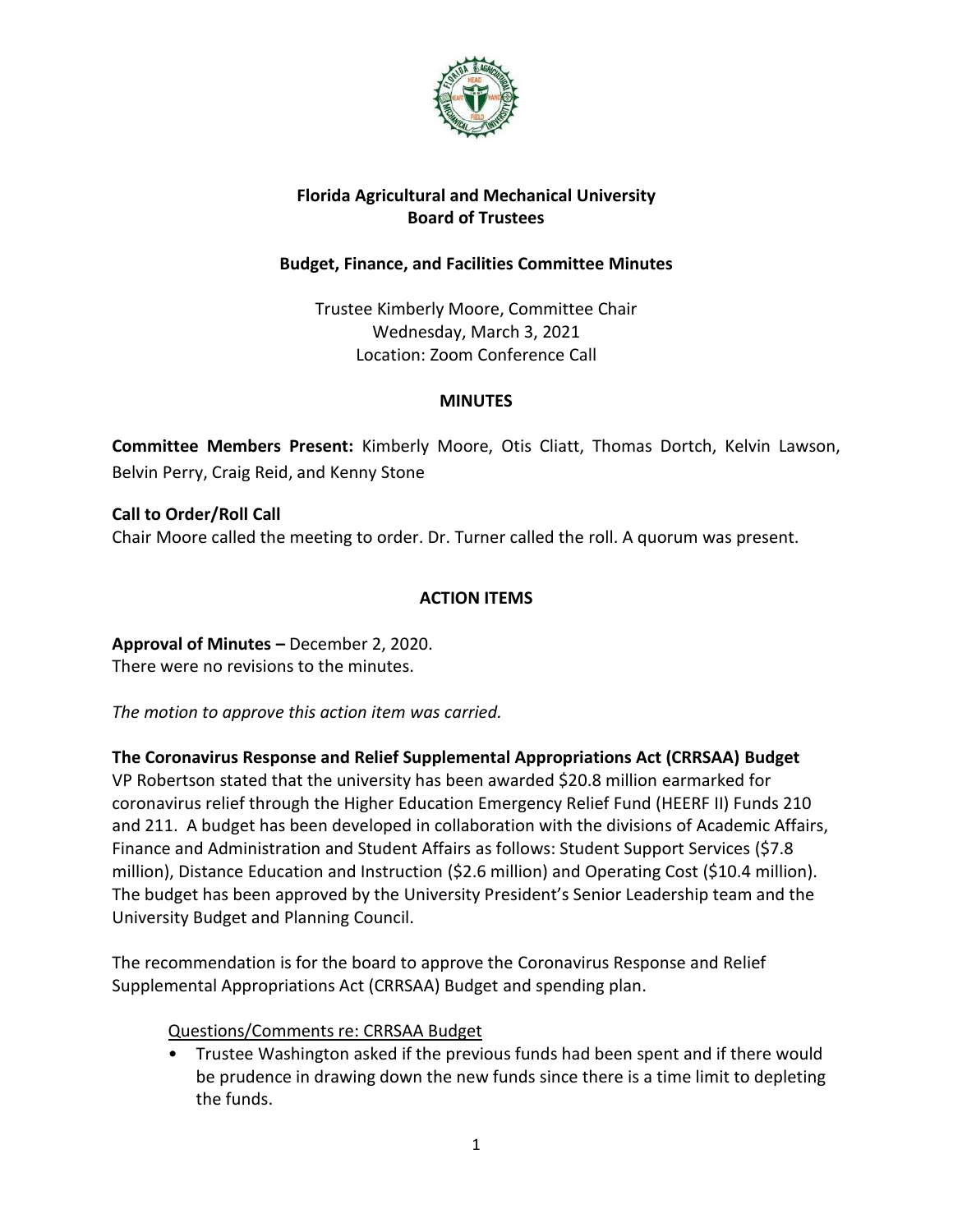**Florida Agricultural and Mechanical University**
**Board of Trustees**

**Budget, Finance, and Facilities Committee Minutes**

Trustee Kimberly Moore, Committee Chair
Wednesday, March 3, 2021
Location: Zoom Conference Call

**MINUTES**

**Committee Members Present:** Kimberly Moore, Otis Cliatt, Thomas Dortch, Kelvin Lawson, Belvin Perry, Craig Reid, and Kenny Stone

**Call to Order/Roll Call**
Chair Moore called the meeting to order. Dr. Turner called the roll. A quorum was present.

**ACTION ITEMS**

**Approval of Minutes –** December 2, 2020.
There were no revisions to the minutes.

*The motion to approve this action item was carried.*

**The Coronavirus Response and Relief Supplemental Appropriations Act (CRRSAA) Budget**
VP Robertson stated that the university has been awarded $20.8 million earmarked for coronavirus relief through the Higher Education Emergency Relief Fund (HEERF II) Funds 210 and 211. A budget has been developed in collaboration with the divisions of Academic Affairs, Finance and Administration and Student Affairs as follows: Student Support Services ($7.8 million), Distance Education and Instruction ($2.6 million) and Operating Cost ($10.4 million). The budget has been approved by the University President's Senior Leadership team and the University Budget and Planning Council.

The recommendation is for the board to approve the Coronavirus Response and Relief Supplemental Appropriations Act (CRRSAA) Budget and spending plan.

Questions/Comments re: CRRSAA Budget

- Trustee Washington asked if the previous funds had been spent and if there would be prudence in drawing down the new funds since there is a time limit to depleting the funds.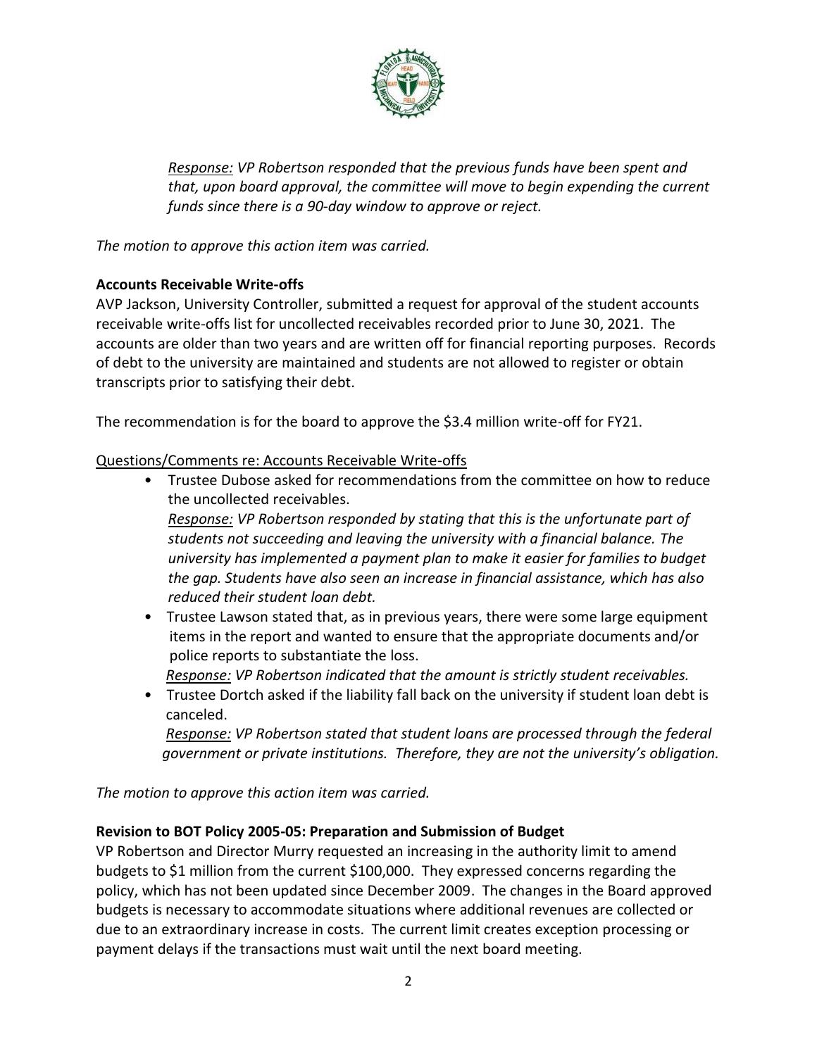*Response: VP Robertson responded that the previous funds have been spent and that, upon board approval, the committee will move to begin expending the current funds since there is a 90-day window to approve or reject.*

*The motion to approve this action item was carried.*

**Accounts Receivable Write-offs**

AVP Jackson, University Controller, submitted a request for approval of the student accounts receivable write-offs list for uncollected receivables recorded prior to June 30, 2021. The accounts are older than two years and are written off for financial reporting purposes. Records of debt to the university are maintained and students are not allowed to register or obtain transcripts prior to satisfying their debt.

The recommendation is for the board to approve the $3.4 million write-off for FY21.

Questions/Comments re: Accounts Receivable Write-offs

- Trustee Dubose asked for recommendations from the committee on how to reduce the uncollected receivables.
  *Response: VP Robertson responded by stating that this is the unfortunate part of students not succeeding and leaving the university with a financial balance. The university has implemented a payment plan to make it easier for families to budget the gap. Students have also seen an increase in financial assistance, which has also reduced their student loan debt.*
- Trustee Lawson stated that, as in previous years, there were some large equipment items in the report and wanted to ensure that the appropriate documents and/or police reports to substantiate the loss.
  *Response: VP Robertson indicated that the amount is strictly student receivables.*
- Trustee Dortch asked if the liability fall back on the university if student loan debt is canceled.
  *Response: VP Robertson stated that student loans are processed through the federal government or private institutions. Therefore, they are not the university's obligation.*

*The motion to approve this action item was carried.*

**Revision to BOT Policy 2005-05: Preparation and Submission of Budget**

VP Robertson and Director Murry requested an increasing in the authority limit to amend budgets to $1 million from the current $100,000. They expressed concerns regarding the policy, which has not been updated since December 2009. The changes in the Board approved budgets is necessary to accommodate situations where additional revenues are collected or due to an extraordinary increase in costs. The current limit creates exception processing or payment delays if the transactions must wait until the next board meeting.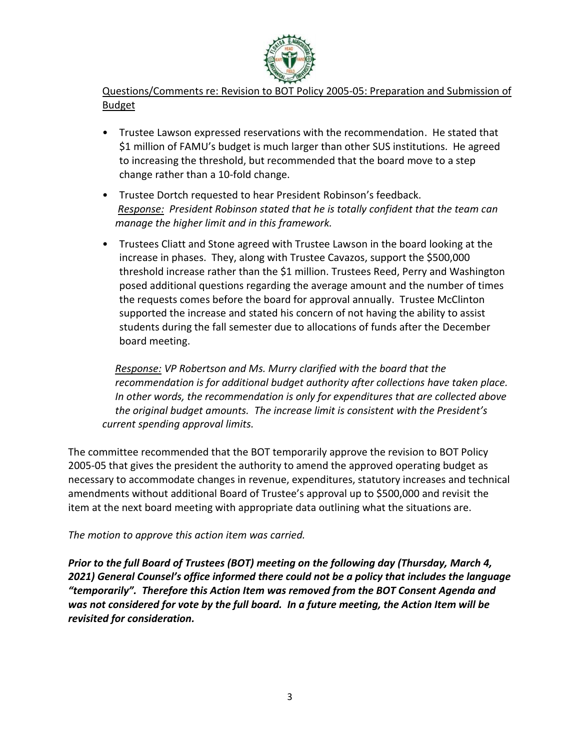Questions/Comments re: Revision to BOT Policy 2005-05: Preparation and Submission of Budget

- Trustee Lawson expressed reservations with the recommendation. He stated that $1 million of FAMU's budget is much larger than other SUS institutions. He agreed to increasing the threshold, but recommended that the board move to a step change rather than a 10-fold change.
- Trustee Dortch requested to hear President Robinson's feedback.
  *Response: President Robinson stated that he is totally confident that the team can manage the higher limit and in this framework.*
- Trustees Cliatt and Stone agreed with Trustee Lawson in the board looking at the increase in phases. They, along with Trustee Cavazos, support the $500,000 threshold increase rather than the $1 million. Trustees Reed, Perry and Washington posed additional questions regarding the average amount and the number of times the requests comes before the board for approval annually. Trustee McClinton supported the increase and stated his concern of not having the ability to assist students during the fall semester due to allocations of funds after the December board meeting.

  *Response: VP Robertson and Ms. Murry clarified with the board that the recommendation is for additional budget authority after collections have taken place. In other words, the recommendation is only for expenditures that are collected above the original budget amounts. The increase limit is consistent with the President's current spending approval limits.*

The committee recommended that the BOT temporarily approve the revision to BOT Policy 2005-05 that gives the president the authority to amend the approved operating budget as necessary to accommodate changes in revenue, expenditures, statutory increases and technical amendments without additional Board of Trustee's approval up to $500,000 and revisit the item at the next board meeting with appropriate data outlining what the situations are.

*The motion to approve this action item was carried.*

***Prior to the full Board of Trustees (BOT) meeting on the following day (Thursday, March 4, 2021) General Counsel's office informed there could not be a policy that includes the language "temporarily". Therefore this Action Item was removed from the BOT Consent Agenda and was not considered for vote by the full board. In a future meeting, the Action Item will be revisited for consideration.***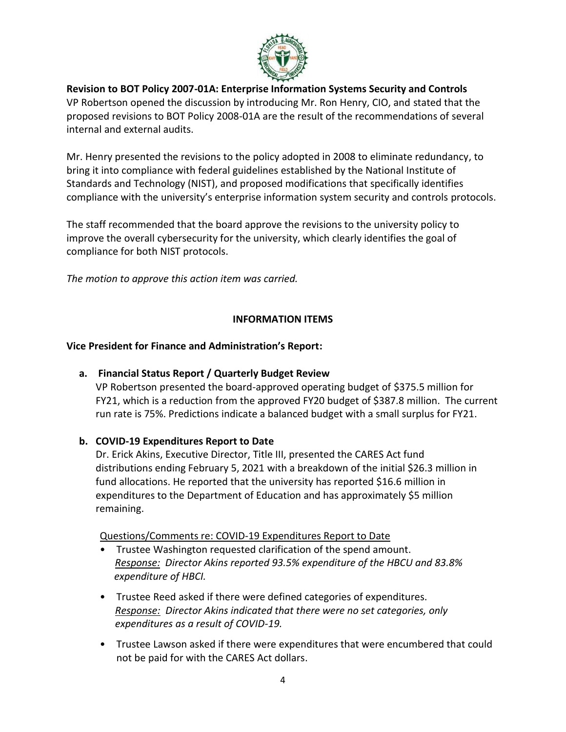**Revision to BOT Policy 2007-01A: Enterprise Information Systems Security and Controls**
VP Robertson opened the discussion by introducing Mr. Ron Henry, CIO, and stated that the proposed revisions to BOT Policy 2008-01A are the result of the recommendations of several internal and external audits.

Mr. Henry presented the revisions to the policy adopted in 2008 to eliminate redundancy, to bring it into compliance with federal guidelines established by the National Institute of Standards and Technology (NIST), and proposed modifications that specifically identifies compliance with the university's enterprise information system security and controls protocols.

The staff recommended that the board approve the revisions to the university policy to improve the overall cybersecurity for the university, which clearly identifies the goal of compliance for both NIST protocols.

*The motion to approve this action item was carried.*

**INFORMATION ITEMS**

**Vice President for Finance and Administration's Report:**

**a. Financial Status Report / Quarterly Budget Review**

VP Robertson presented the board-approved operating budget of $375.5 million for FY21, which is a reduction from the approved FY20 budget of $387.8 million. The current run rate is 75%. Predictions indicate a balanced budget with a small surplus for FY21.

**b. COVID-19 Expenditures Report to Date**

Dr. Erick Akins, Executive Director, Title III, presented the CARES Act fund distributions ending February 5, 2021 with a breakdown of the initial $26.3 million in fund allocations. He reported that the university has reported $16.6 million in expenditures to the Department of Education and has approximately $5 million remaining.

Questions/Comments re: COVID-19 Expenditures Report to Date

- Trustee Washington requested clarification of the spend amount.
  *Response: Director Akins reported 93.5% expenditure of the HBCU and 83.8% expenditure of HBCI.*
- Trustee Reed asked if there were defined categories of expenditures.
  *Response: Director Akins indicated that there were no set categories, only expenditures as a result of COVID-19.*
- Trustee Lawson asked if there were expenditures that were encumbered that could not be paid for with the CARES Act dollars.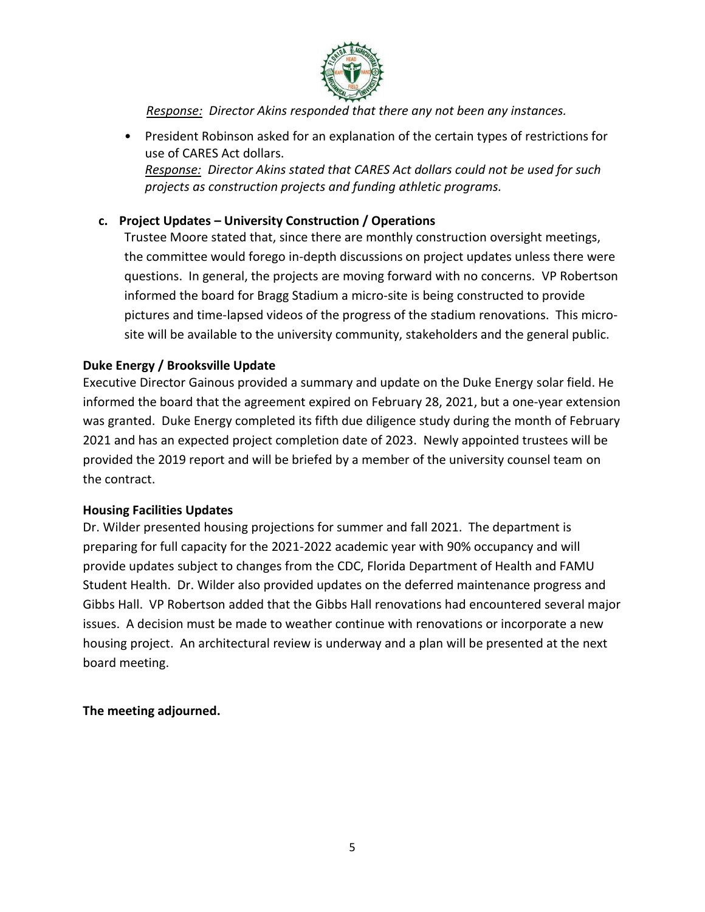*Response: Director Akins responded that there any not been any instances.*

- President Robinson asked for an explanation of the certain types of restrictions for use of CARES Act dollars.
  *Response: Director Akins stated that CARES Act dollars could not be used for such projects as construction projects and funding athletic programs.*

**c. Project Updates – University Construction / Operations**

Trustee Moore stated that, since there are monthly construction oversight meetings, the committee would forego in-depth discussions on project updates unless there were questions. In general, the projects are moving forward with no concerns. VP Robertson informed the board for Bragg Stadium a micro-site is being constructed to provide pictures and time-lapsed videos of the progress of the stadium renovations. This micro-site will be available to the university community, stakeholders and the general public.

**Duke Energy / Brooksville Update**

Executive Director Gainous provided a summary and update on the Duke Energy solar field. He informed the board that the agreement expired on February 28, 2021, but a one-year extension was granted. Duke Energy completed its fifth due diligence study during the month of February 2021 and has an expected project completion date of 2023. Newly appointed trustees will be provided the 2019 report and will be briefed by a member of the university counsel team on the contract.

**Housing Facilities Updates**

Dr. Wilder presented housing projections for summer and fall 2021. The department is preparing for full capacity for the 2021-2022 academic year with 90% occupancy and will provide updates subject to changes from the CDC, Florida Department of Health and FAMU Student Health. Dr. Wilder also provided updates on the deferred maintenance progress and Gibbs Hall. VP Robertson added that the Gibbs Hall renovations had encountered several major issues. A decision must be made to weather continue with renovations or incorporate a new housing project. An architectural review is underway and a plan will be presented at the next board meeting.

**The meeting adjourned.**